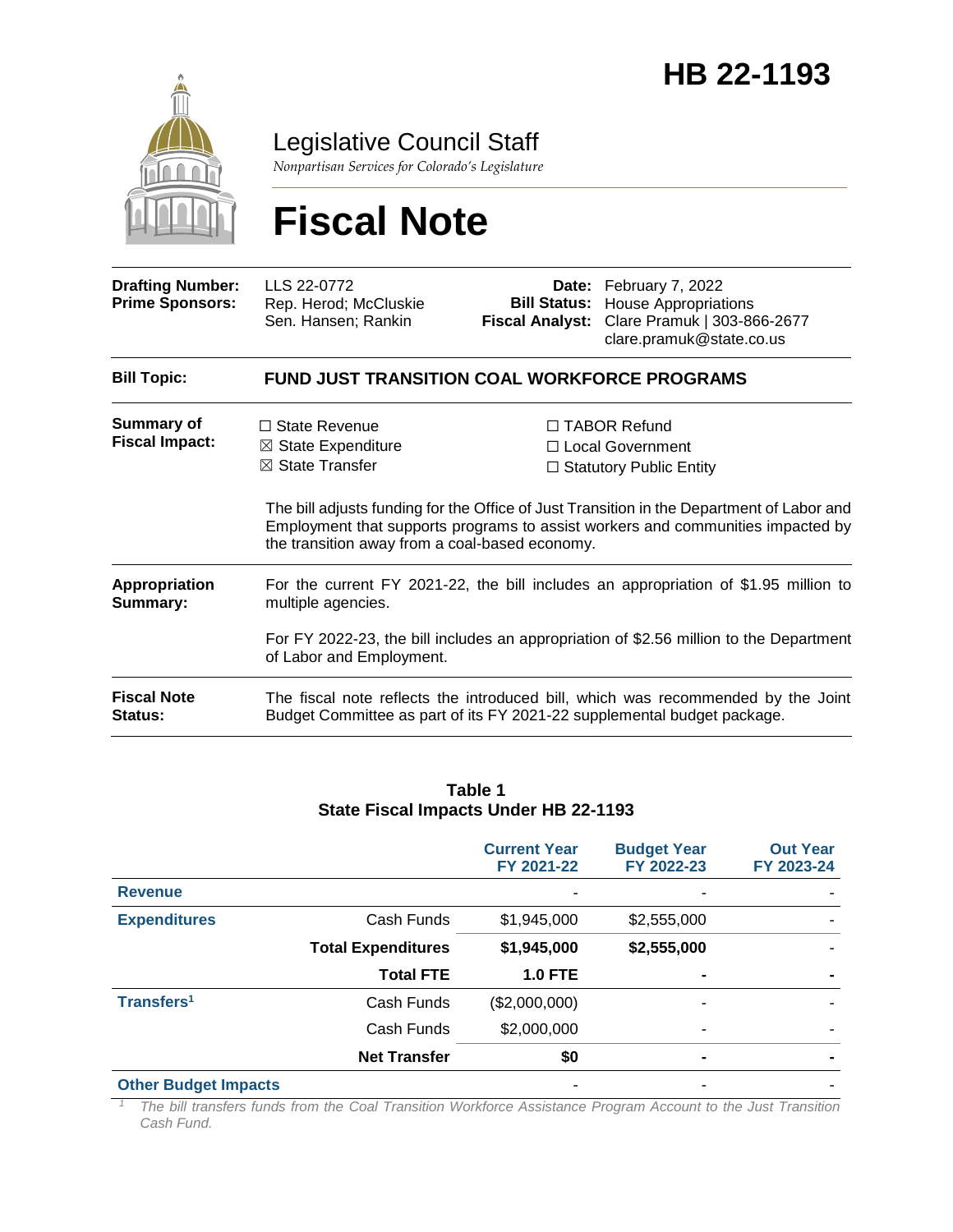# HB 22-1193

Legislative Council Staff

*Nonpartisan Services for Colorado's Legislature*

# Fiscal Note

| | | | |
|---|---|---|---|
| **Drafting Number:** | LLS 22-0772 | **Date:** | February 7, 2022 |
| **Prime Sponsors:** | Rep. Herod; McCluskie<br>Sen. Hansen; Rankin | **Bill Status:** | House Appropriations |
| | | **Fiscal Analyst:** | Clare Pramuk \| 303-866-2677<br>clare.pramuk@state.co.us |

**Bill Topic:** **FUND JUST TRANSITION COAL WORKFORCE PROGRAMS**

**Summary of Fiscal Impact:**

- ☐ State Revenue
- ☒ State Expenditure
- ☒ State Transfer
- ☐ TABOR Refund
- ☐ Local Government
- ☐ Statutory Public Entity

The bill adjusts funding for the Office of Just Transition in the Department of Labor and Employment that supports programs to assist workers and communities impacted by the transition away from a coal-based economy.

**Appropriation Summary:**

For the current FY 2021-22, the bill includes an appropriation of $1.95 million to multiple agencies.

For FY 2022-23, the bill includes an appropriation of $2.56 million to the Department of Labor and Employment.

**Fiscal Note Status:**

The fiscal note reflects the introduced bill, which was recommended by the Joint Budget Committee as part of its FY 2021-22 supplemental budget package.

**Table 1**
**State Fiscal Impacts Under HB 22-1193**

| | | Current Year FY 2021-22 | Budget Year FY 2022-23 | Out Year FY 2023-24 |
|---|---|---|---|---|
| **Revenue** | | - | - | - |
| **Expenditures** | Cash Funds | $1,945,000 | $2,555,000 | - |
| | **Total Expenditures** | **$1,945,000** | **$2,555,000** | - |
| | **Total FTE** | **1.0 FTE** | **-** | **-** |
| **Transfers**[1] | Cash Funds | ($2,000,000) | - | - |
| | Cash Funds | $2,000,000 | - | - |
| | **Net Transfer** | **$0** | **-** | **-** |
| **Other Budget Impacts** | | - | - | - |

[1] *The bill transfers funds from the Coal Transition Workforce Assistance Program Account to the Just Transition Cash Fund.*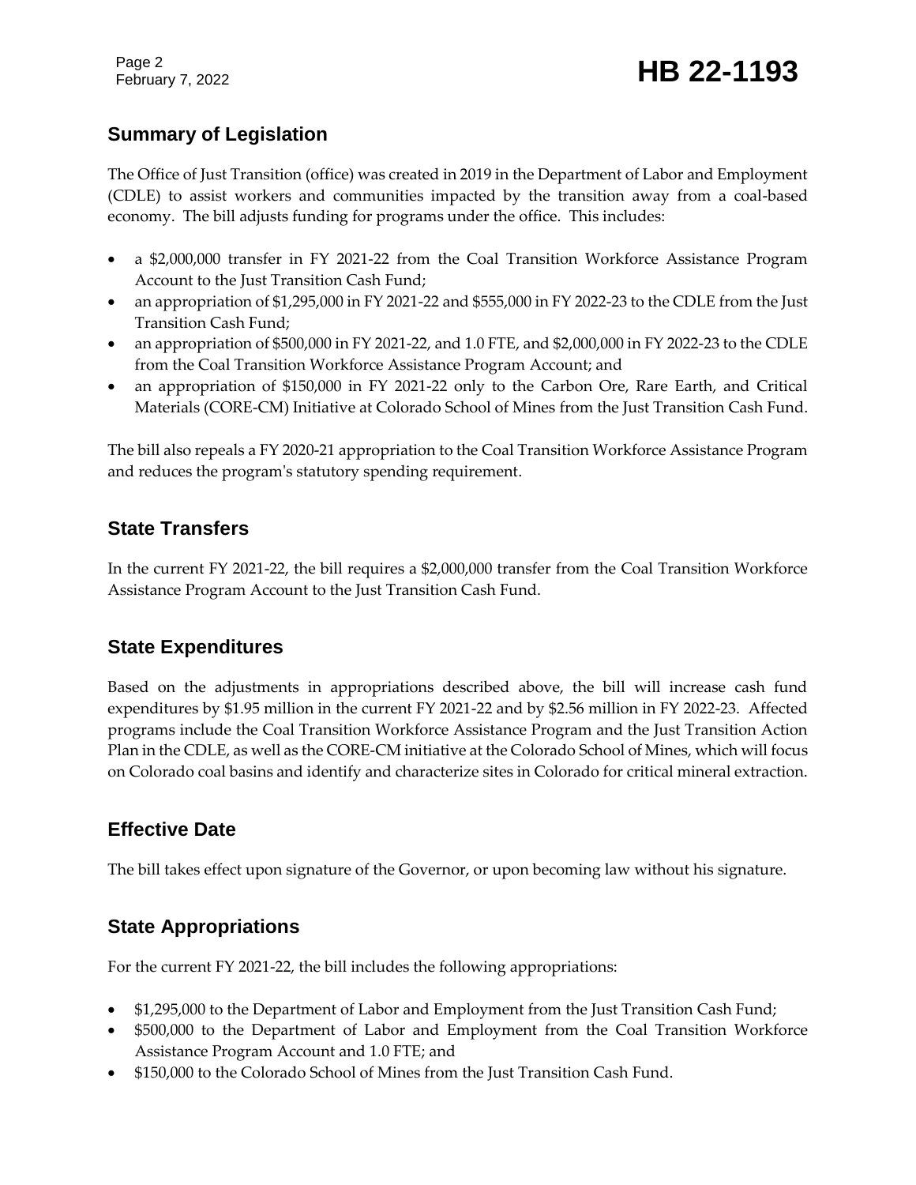## Summary of Legislation

The Office of Just Transition (office) was created in 2019 in the Department of Labor and Employment (CDLE) to assist workers and communities impacted by the transition away from a coal-based economy. The bill adjusts funding for programs under the office. This includes:

- a $2,000,000 transfer in FY 2021-22 from the Coal Transition Workforce Assistance Program Account to the Just Transition Cash Fund;
- an appropriation of $1,295,000 in FY 2021-22 and $555,000 in FY 2022-23 to the CDLE from the Just Transition Cash Fund;
- an appropriation of $500,000 in FY 2021-22, and 1.0 FTE, and $2,000,000 in FY 2022-23 to the CDLE from the Coal Transition Workforce Assistance Program Account; and
- an appropriation of $150,000 in FY 2021-22 only to the Carbon Ore, Rare Earth, and Critical Materials (CORE-CM) Initiative at Colorado School of Mines from the Just Transition Cash Fund.

The bill also repeals a FY 2020-21 appropriation to the Coal Transition Workforce Assistance Program and reduces the program's statutory spending requirement.

## State Transfers

In the current FY 2021-22, the bill requires a $2,000,000 transfer from the Coal Transition Workforce Assistance Program Account to the Just Transition Cash Fund.

## State Expenditures

Based on the adjustments in appropriations described above, the bill will increase cash fund expenditures by $1.95 million in the current FY 2021-22 and by $2.56 million in FY 2022-23. Affected programs include the Coal Transition Workforce Assistance Program and the Just Transition Action Plan in the CDLE, as well as the CORE-CM initiative at the Colorado School of Mines, which will focus on Colorado coal basins and identify and characterize sites in Colorado for critical mineral extraction.

## Effective Date

The bill takes effect upon signature of the Governor, or upon becoming law without his signature.

## State Appropriations

For the current FY 2021-22, the bill includes the following appropriations:

- $1,295,000 to the Department of Labor and Employment from the Just Transition Cash Fund;
- $500,000 to the Department of Labor and Employment from the Coal Transition Workforce Assistance Program Account and 1.0 FTE; and
- $150,000 to the Colorado School of Mines from the Just Transition Cash Fund.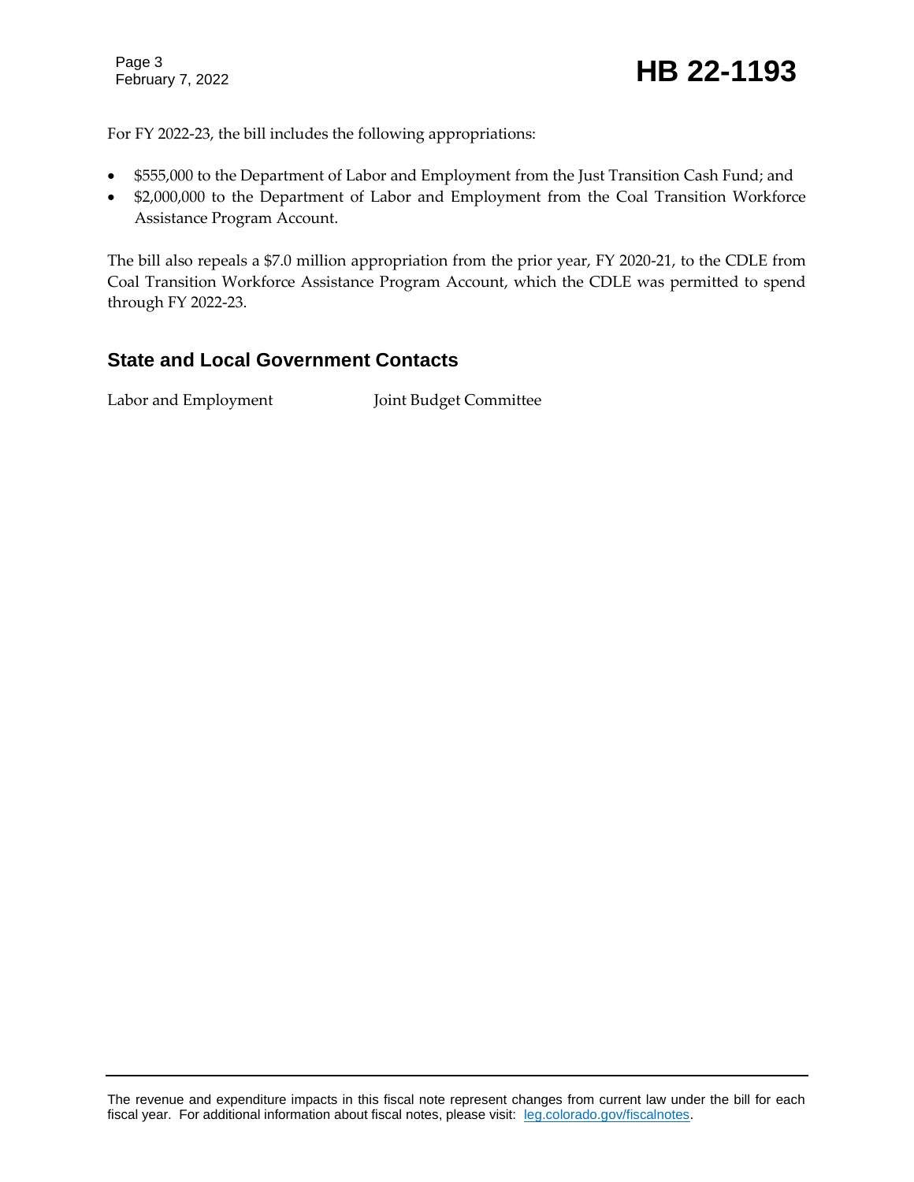For FY 2022-23, the bill includes the following appropriations:

- $555,000 to the Department of Labor and Employment from the Just Transition Cash Fund; and
- $2,000,000 to the Department of Labor and Employment from the Coal Transition Workforce Assistance Program Account.

The bill also repeals a $7.0 million appropriation from the prior year, FY 2020-21, to the CDLE from Coal Transition Workforce Assistance Program Account, which the CDLE was permitted to spend through FY 2022-23.

## State and Local Government Contacts

Labor and Employment Joint Budget Committee

The revenue and expenditure impacts in this fiscal note represent changes from current law under the bill for each fiscal year. For additional information about fiscal notes, please visit: leg.colorado.gov/fiscalnotes.